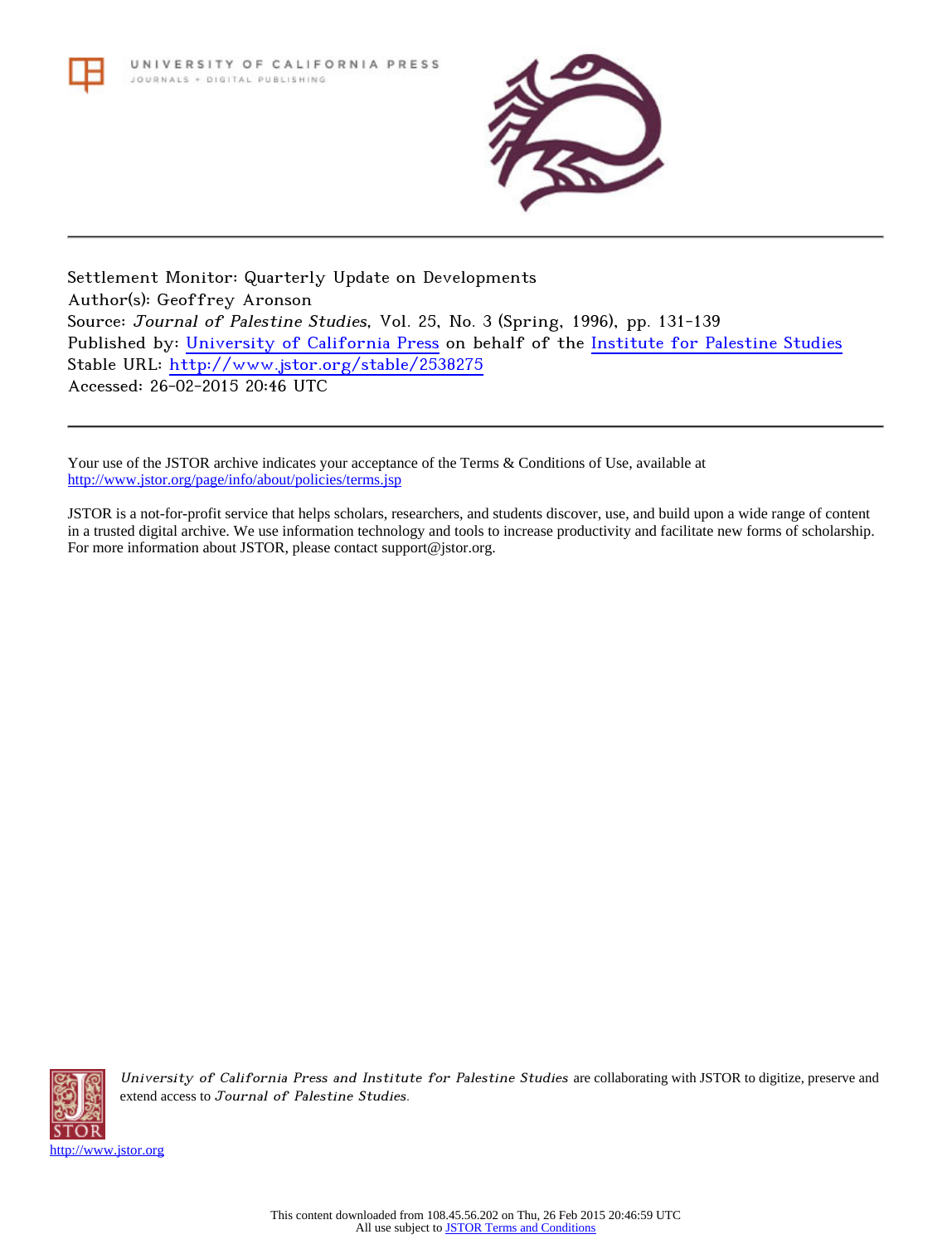Settlement Monitor: Quarterly Update on Developments
Author(s): Geoffrey Aronson
Source: *Journal of Palestine Studies*, Vol. 25, No. 3 (Spring, 1996), pp. 131-139
Published by: University of California Press on behalf of the Institute for Palestine Studies
Stable URL: http://www.jstor.org/stable/2538275
Accessed: 26-02-2015 20:46 UTC

---

Your use of the JSTOR archive indicates your acceptance of the Terms & Conditions of Use, available at http://www.jstor.org/page/info/about/policies/terms.jsp

JSTOR is a not-for-profit service that helps scholars, researchers, and students discover, use, and build upon a wide range of content in a trusted digital archive. We use information technology and tools to increase productivity and facilitate new forms of scholarship. For more information about JSTOR, please contact support@jstor.org.

*University of California Press and Institute for Palestine Studies* are collaborating with JSTOR to digitize, preserve and extend access to *Journal of Palestine Studies.*

http://www.jstor.org

This content downloaded from 108.45.56.202 on Thu, 26 Feb 2015 20:46:59 UTC
All use subject to JSTOR Terms and Conditions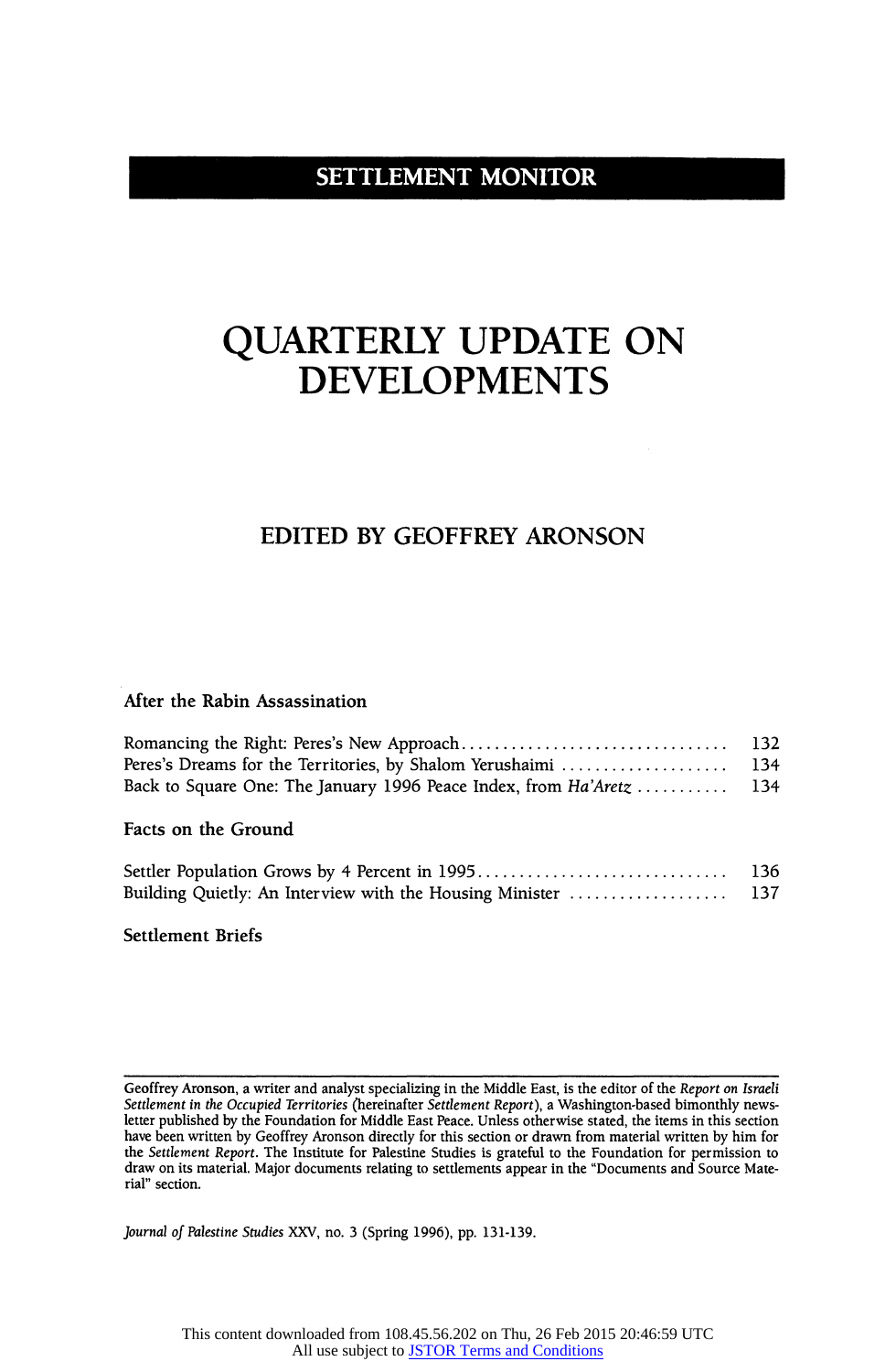# SETTLEMENT MONITOR

# QUARTERLY UPDATE ON DEVELOPMENTS

## EDITED BY GEOFFREY ARONSON

### After the Rabin Assassination

| | |
|---|---|
| Romancing the Right: Peres's New Approach | 132 |
| Peres's Dreams for the Territories, by Shalom Yerushaimi | 134 |
| Back to Square One: The January 1996 Peace Index, from *Ha'Aretz* | 134 |

### Facts on the Ground

| | |
|---|---|
| Settler Population Grows by 4 Percent in 1995 | 136 |
| Building Quietly: An Interview with the Housing Minister | 137 |

### Settlement Briefs

Geoffrey Aronson, a writer and analyst specializing in the Middle East, is the editor of the *Report on Israeli Settlement in the Occupied Territories* (hereinafter *Settlement Report*), a Washington-based bimonthly newsletter published by the Foundation for Middle East Peace. Unless otherwise stated, the items in this section have been written by Geoffrey Aronson directly for this section or drawn from material written by him for the *Settlement Report*. The Institute for Palestine Studies is grateful to the Foundation for permission to draw on its material. Major documents relating to settlements appear in the "Documents and Source Material" section.

*Journal of Palestine Studies* XXV, no. 3 (Spring 1996), pp. 131-139.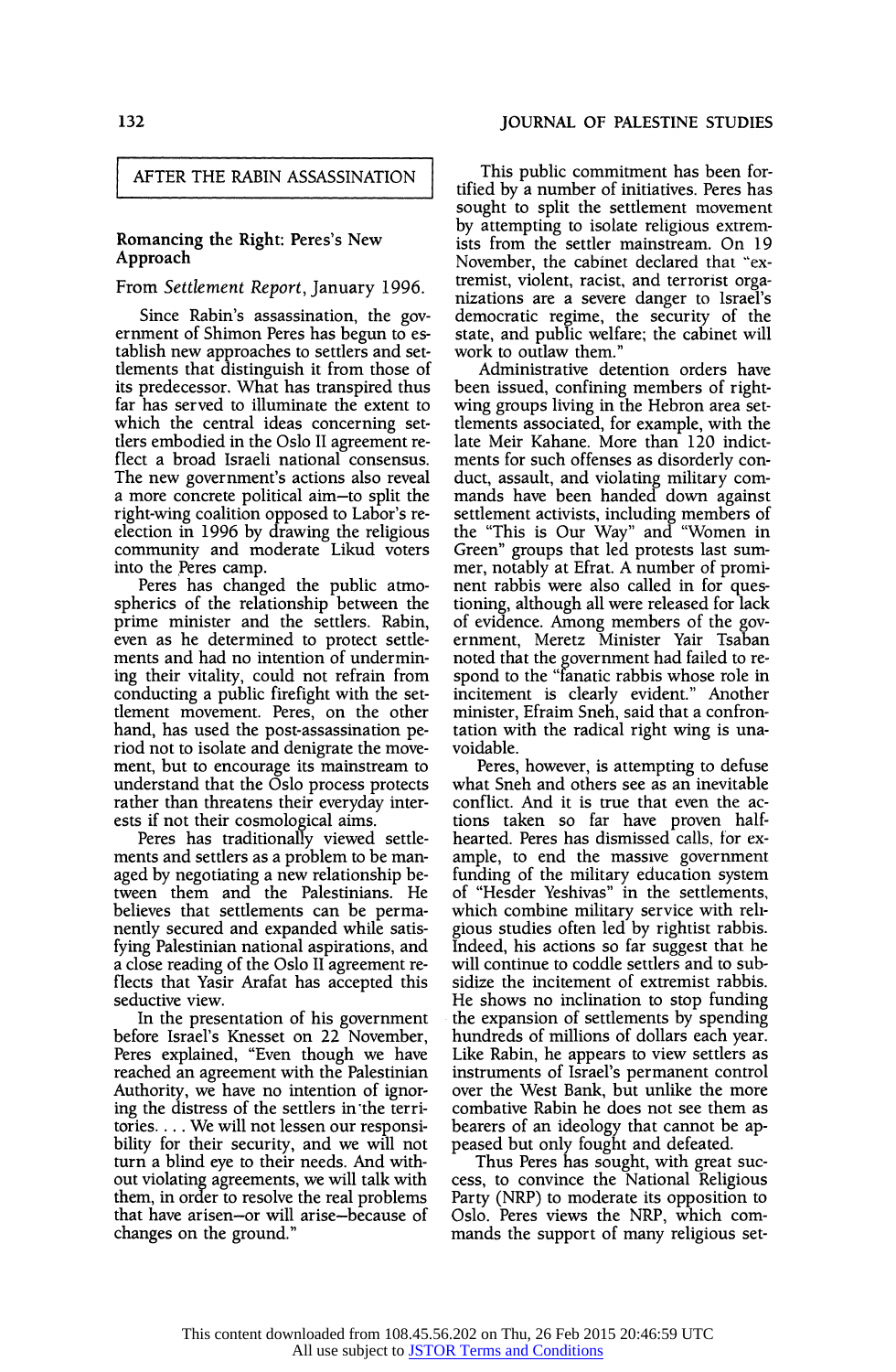AFTER THE RABIN ASSASSINATION

## Romancing the Right: Peres's New Approach

From *Settlement Report*, January 1996.

Since Rabin's assassination, the government of Shimon Peres has begun to establish new approaches to settlers and settlements that distinguish it from those of its predecessor. What has transpired thus far has served to illuminate the extent to which the central ideas concerning settlers embodied in the Oslo II agreement reflect a broad Israeli national consensus. The new government's actions also reveal a more concrete political aim—to split the right-wing coalition opposed to Labor's reelection in 1996 by drawing the religious community and moderate Likud voters into the Peres camp.

Peres has changed the public atmospherics of the relationship between the prime minister and the settlers. Rabin, even as he determined to protect settlements and had no intention of undermining their vitality, could not refrain from conducting a public firefight with the settlement movement. Peres, on the other hand, has used the post-assassination period not to isolate and denigrate the movement, but to encourage its mainstream to understand that the Oslo process protects rather than threatens their everyday interests if not their cosmological aims.

Peres has traditionally viewed settlements and settlers as a problem to be managed by negotiating a new relationship between them and the Palestinians. He believes that settlements can be permanently secured and expanded while satisfying Palestinian national aspirations, and a close reading of the Oslo II agreement reflects that Yasir Arafat has accepted this seductive view.

In the presentation of his government before Israel's Knesset on 22 November, Peres explained, "Even though we have reached an agreement with the Palestinian Authority, we have no intention of ignoring the distress of the settlers in the territories. . . . We will not lessen our responsibility for their security, and we will not turn a blind eye to their needs. And without violating agreements, we will talk with them, in order to resolve the real problems that have arisen—or will arise—because of changes on the ground."

This public commitment has been fortified by a number of initiatives. Peres has sought to split the settlement movement by attempting to isolate religious extremists from the settler mainstream. On 19 November, the cabinet declared that "extremist, violent, racist, and terrorist organizations are a severe danger to Israel's democratic regime, the security of the state, and public welfare; the cabinet will work to outlaw them."

Administrative detention orders have been issued, confining members of right-wing groups living in the Hebron area settlements associated, for example, with the late Meir Kahane. More than 120 indictments for such offenses as disorderly conduct, assault, and violating military commands have been handed down against settlement activists, including members of the "This is Our Way" and "Women in Green" groups that led protests last summer, notably at Efrat. A number of prominent rabbis were also called in for questioning, although all were released for lack of evidence. Among members of the government, Meretz Minister Yair Tsaban noted that the government had failed to respond to the "fanatic rabbis whose role in incitement is clearly evident." Another minister, Efraim Sneh, said that a confrontation with the radical right wing is unavoidable.

Peres, however, is attempting to defuse what Sneh and others see as an inevitable conflict. And it is true that even the actions taken so far have proven half-hearted. Peres has dismissed calls, for example, to end the massive government funding of the military education system of "Hesder Yeshivas" in the settlements, which combine military service with religious studies often led by rightist rabbis. Indeed, his actions so far suggest that he will continue to coddle settlers and to subsidize the incitement of extremist rabbis. He shows no inclination to stop funding the expansion of settlements by spending hundreds of millions of dollars each year. Like Rabin, he appears to view settlers as instruments of Israel's permanent control over the West Bank, but unlike the more combative Rabin he does not see them as bearers of an ideology that cannot be appeased but only fought and defeated.

Thus Peres has sought, with great success, to convince the National Religious Party (NRP) to moderate its opposition to Oslo. Peres views the NRP, which commands the support of many religious set-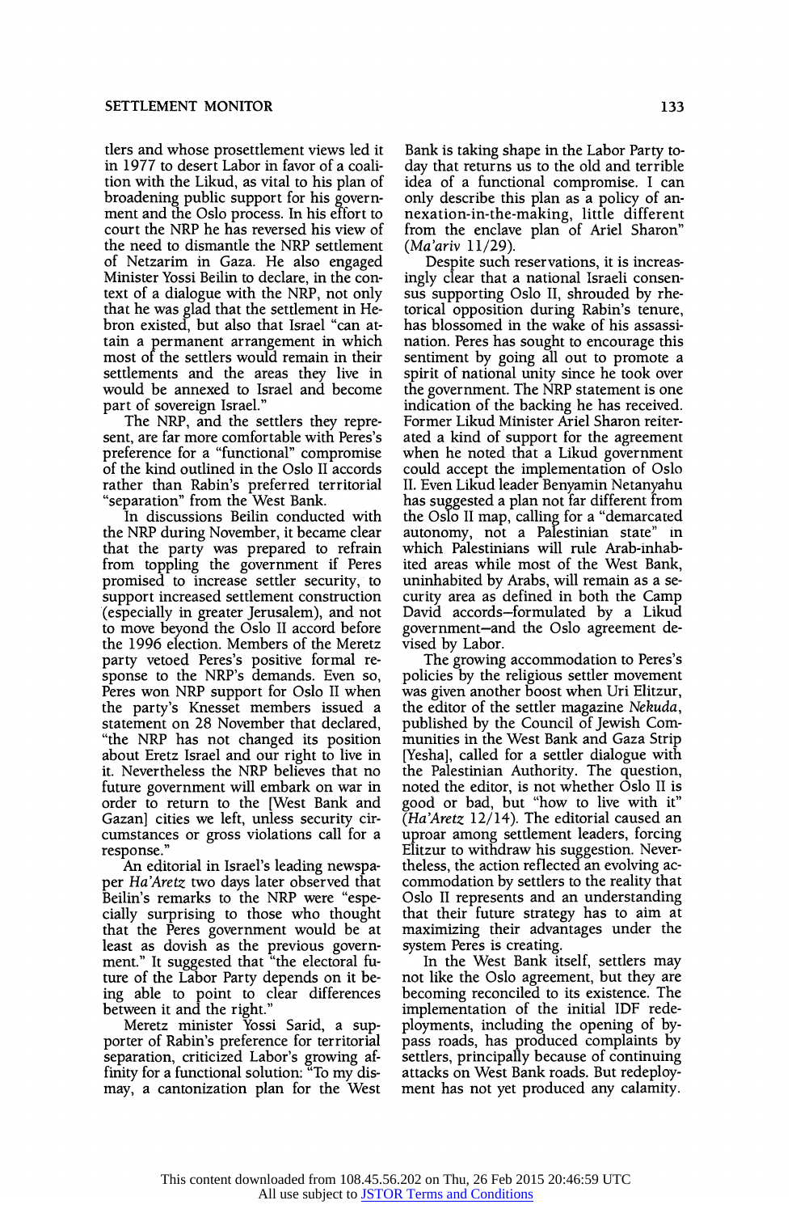tlers and whose prosettlement views led it in 1977 to desert Labor in favor of a coalition with the Likud, as vital to his plan of broadening public support for his government and the Oslo process. In his effort to court the NRP he has reversed his view of the need to dismantle the NRP settlement of Netzarim in Gaza. He also engaged Minister Yossi Beilin to declare, in the context of a dialogue with the NRP, not only that he was glad that the settlement in Hebron existed, but also that Israel "can attain a permanent arrangement in which most of the settlers would remain in their settlements and the areas they live in would be annexed to Israel and become part of sovereign Israel."

The NRP, and the settlers they represent, are far more comfortable with Peres's preference for a "functional" compromise of the kind outlined in the Oslo II accords rather than Rabin's preferred territorial "separation" from the West Bank.

In discussions Beilin conducted with the NRP during November, it became clear that the party was prepared to refrain from toppling the government if Peres promised to increase settler security, to support increased settlement construction (especially in greater Jerusalem), and not to move beyond the Oslo II accord before the 1996 election. Members of the Meretz party vetoed Peres's positive formal response to the NRP's demands. Even so, Peres won NRP support for Oslo II when the party's Knesset members issued a statement on 28 November that declared, "the NRP has not changed its position about Eretz Israel and our right to live in it. Nevertheless the NRP believes that no future government will embark on war in order to return to the [West Bank and Gazan] cities we left, unless security circumstances or gross violations call for a response."

An editorial in Israel's leading newspaper *Ha'Aretz* two days later observed that Beilin's remarks to the NRP were "especially surprising to those who thought that the Peres government would be at least as dovish as the previous government." It suggested that "the electoral future of the Labor Party depends on it being able to point to clear differences between it and the right."

Meretz minister Yossi Sarid, a supporter of Rabin's preference for territorial separation, criticized Labor's growing affinity for a functional solution: "To my dismay, a cantonization plan for the West Bank is taking shape in the Labor Party today that returns us to the old and terrible idea of a functional compromise. I can only describe this plan as a policy of annexation-in-the-making, little different from the enclave plan of Ariel Sharon" (*Ma'ariv* 11/29).

Despite such reservations, it is increasingly clear that a national Israeli consensus supporting Oslo II, shrouded by rhetorical opposition during Rabin's tenure, has blossomed in the wake of his assassination. Peres has sought to encourage this sentiment by going all out to promote a spirit of national unity since he took over the government. The NRP statement is one indication of the backing he has received. Former Likud Minister Ariel Sharon reiterated a kind of support for the agreement when he noted that a Likud government could accept the implementation of Oslo II. Even Likud leader Benyamin Netanyahu has suggested a plan not far different from the Oslo II map, calling for a "demarcated autonomy, not a Palestinian state" in which Palestinians will rule Arab-inhabited areas while most of the West Bank, uninhabited by Arabs, will remain as a security area as defined in both the Camp David accords–formulated by a Likud government–and the Oslo agreement devised by Labor.

The growing accommodation to Peres's policies by the religious settler movement was given another boost when Uri Elitzur, the editor of the settler magazine *Nekuda*, published by the Council of Jewish Communities in the West Bank and Gaza Strip [Yesha], called for a settler dialogue with the Palestinian Authority. The question, noted the editor, is not whether Oslo II is good or bad, but "how to live with it" (*Ha'Aretz* 12/14). The editorial caused an uproar among settlement leaders, forcing Elitzur to withdraw his suggestion. Nevertheless, the action reflected an evolving accommodation by settlers to the reality that Oslo II represents and an understanding that their future strategy has to aim at maximizing their advantages under the system Peres is creating.

In the West Bank itself, settlers may not like the Oslo agreement, but they are becoming reconciled to its existence. The implementation of the initial IDF redeployments, including the opening of bypass roads, has produced complaints by settlers, principally because of continuing attacks on West Bank roads. But redeployment has not yet produced any calamity.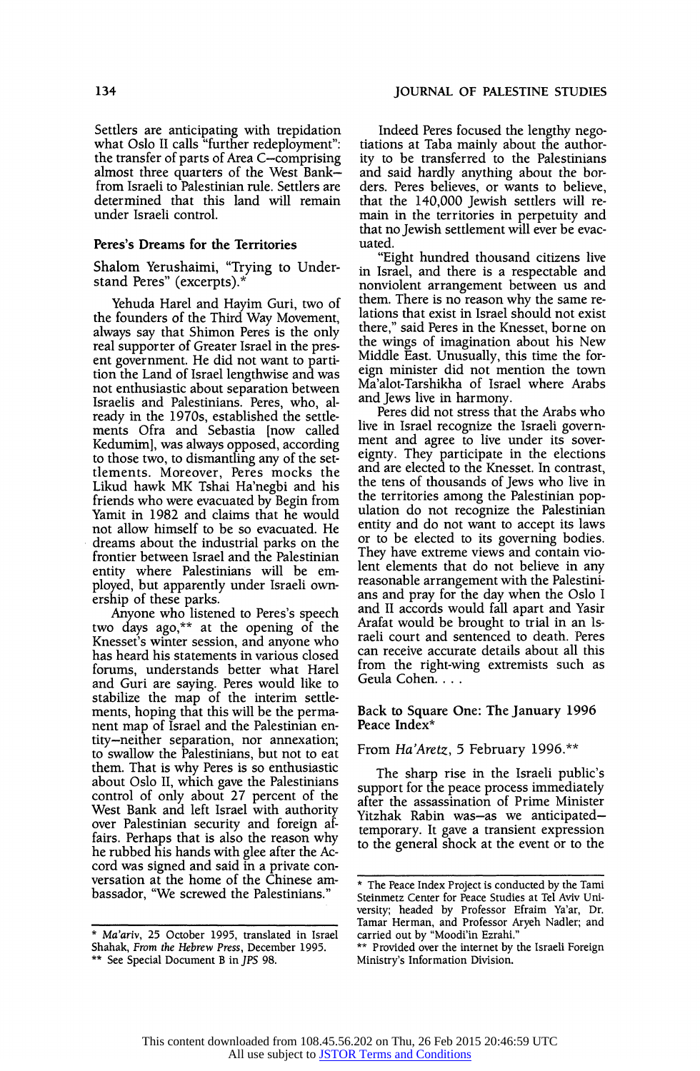Settlers are anticipating with trepidation what Oslo II calls "further redeployment": the transfer of parts of Area C—comprising almost three quarters of the West Bank—from Israeli to Palestinian rule. Settlers are determined that this land will remain under Israeli control.

### Peres's Dreams for the Territories

Shalom Yerushaimi, "Trying to Understand Peres" (excerpts).*

Yehuda Harel and Hayim Guri, two of the founders of the Third Way Movement, always say that Shimon Peres is the only real supporter of Greater Israel in the present government. He did not want to partition the Land of Israel lengthwise and was not enthusiastic about separation between Israelis and Palestinians. Peres, who, already in the 1970s, established the settlements Ofra and Sebastia [now called Kedumim], was always opposed, according to those two, to dismantling any of the settlements. Moreover, Peres mocks the Likud hawk MK Tshai Ha'negbi and his friends who were evacuated by Begin from Yamit in 1982 and claims that he would not allow himself to be so evacuated. He dreams about the industrial parks on the frontier between Israel and the Palestinian entity where Palestinians will be employed, but apparently under Israeli ownership of these parks.

Anyone who listened to Peres's speech two days ago,** at the opening of the Knesset's winter session, and anyone who has heard his statements in various closed forums, understands better what Harel and Guri are saying. Peres would like to stabilize the map of the interim settlements, hoping that this will be the permanent map of Israel and the Palestinian entity—neither separation, nor annexation; to swallow the Palestinians, but not to eat them. That is why Peres is so enthusiastic about Oslo II, which gave the Palestinians control of only about 27 percent of the West Bank and left Israel with authority over Palestinian security and foreign affairs. Perhaps that is also the reason why he rubbed his hands with glee after the Accord was signed and said in a private conversation at the home of the Chinese ambassador, "We screwed the Palestinians."

Indeed Peres focused the lengthy negotiations at Taba mainly about the authority to be transferred to the Palestinians and said hardly anything about the borders. Peres believes, or wants to believe, that the 140,000 Jewish settlers will remain in the territories in perpetuity and that no Jewish settlement will ever be evacuated.

"Eight hundred thousand citizens live in Israel, and there is a respectable and nonviolent arrangement between us and them. There is no reason why the same relations that exist in Israel should not exist there," said Peres in the Knesset, borne on the wings of imagination about his New Middle East. Unusually, this time the foreign minister did not mention the town Ma'alot-Tarshikha of Israel where Arabs and Jews live in harmony.

Peres did not stress that the Arabs who live in Israel recognize the Israeli government and agree to live under its sovereignty. They participate in the elections and are elected to the Knesset. In contrast, the tens of thousands of Jews who live in the territories among the Palestinian population do not recognize the Palestinian entity and do not want to accept its laws or to be elected to its governing bodies. They have extreme views and contain violent elements that do not believe in any reasonable arrangement with the Palestinians and pray for the day when the Oslo I and II accords would fall apart and Yasir Arafat would be brought to trial in an Israeli court and sentenced to death. Peres can receive accurate details about all this from the right-wing extremists such as Geula Cohen. . . .

\* *Ma'ariv*, 25 October 1995, translated in Israel Shahak, *From the Hebrew Press*, December 1995.

\*\* See Special Document B in *JPS* 98.

### Back to Square One: The January 1996 Peace Index*

From *Ha'Aretz*, 5 February 1996.**

The sharp rise in the Israeli public's support for the peace process immediately after the assassination of Prime Minister Yitzhak Rabin was—as we anticipated—temporary. It gave a transient expression to the general shock at the event or to the

\* The Peace Index Project is conducted by the Tami Steinmetz Center for Peace Studies at Tel Aviv University; headed by Professor Efraim Ya'ar, Dr. Tamar Herman, and Professor Aryeh Nadler; and carried out by "Moodi'in Ezrahi."

\*\* Provided over the internet by the Israeli Foreign Ministry's Information Division.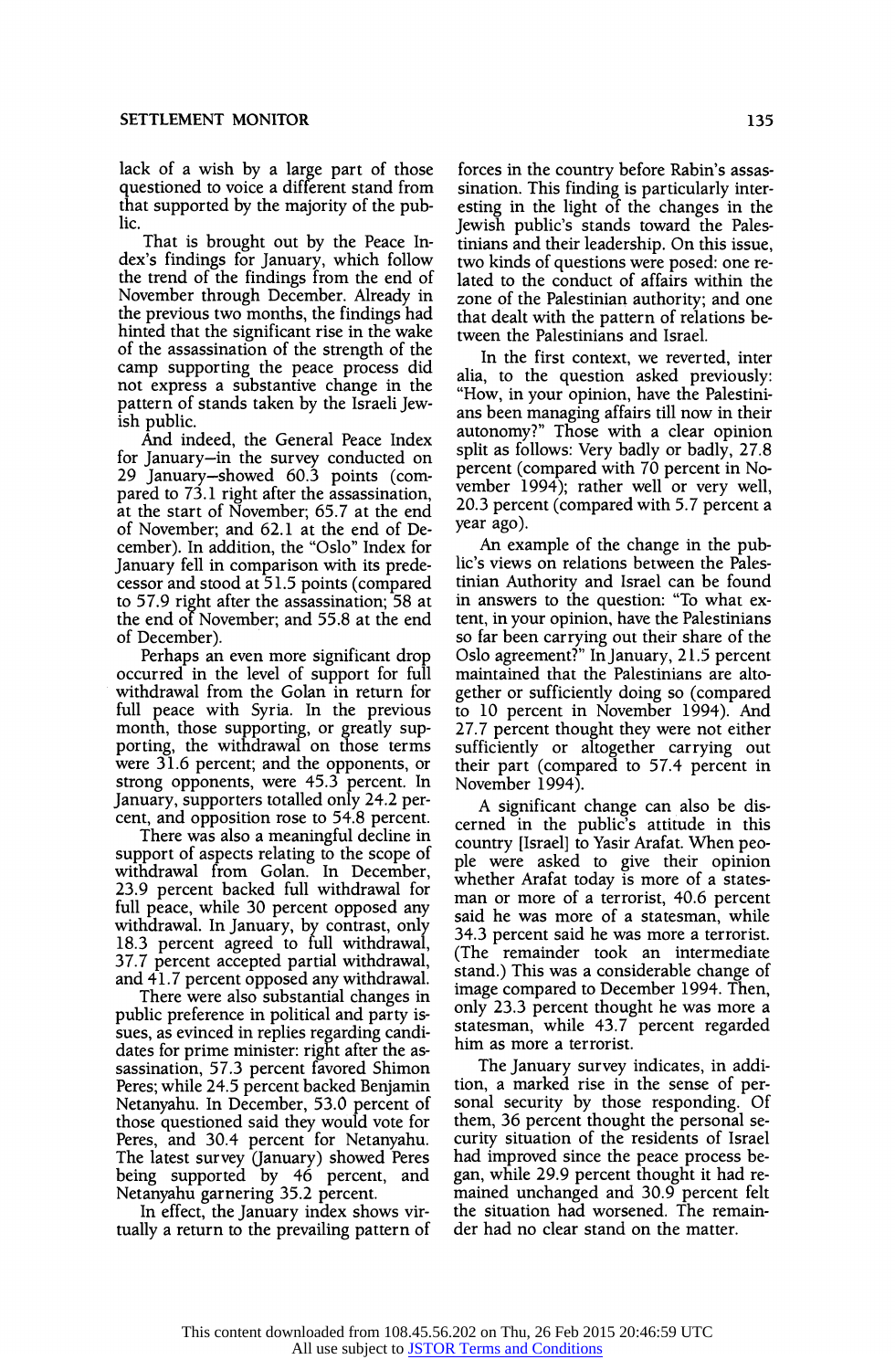lack of a wish by a large part of those questioned to voice a different stand from that supported by the majority of the public.

That is brought out by the Peace Index's findings for January, which follow the trend of the findings from the end of November through December. Already in the previous two months, the findings had hinted that the significant rise in the wake of the assassination of the strength of the camp supporting the peace process did not express a substantive change in the pattern of stands taken by the Israeli Jewish public.

And indeed, the General Peace Index for January—in the survey conducted on 29 January—showed 60.3 points (compared to 73.1 right after the assassination, at the start of November; 65.7 at the end of November; and 62.1 at the end of December). In addition, the "Oslo" Index for January fell in comparison with its predecessor and stood at 51.5 points (compared to 57.9 right after the assassination; 58 at the end of November; and 55.8 at the end of December).

Perhaps an even more significant drop occurred in the level of support for full withdrawal from the Golan in return for full peace with Syria. In the previous month, those supporting, or greatly supporting, the withdrawal on those terms were 31.6 percent; and the opponents, or strong opponents, were 45.3 percent. In January, supporters totalled only 24.2 percent, and opposition rose to 54.8 percent.

There was also a meaningful decline in support of aspects relating to the scope of withdrawal from Golan. In December, 23.9 percent backed full withdrawal for full peace, while 30 percent opposed any withdrawal. In January, by contrast, only 18.3 percent agreed to full withdrawal, 37.7 percent accepted partial withdrawal, and 41.7 percent opposed any withdrawal.

There were also substantial changes in public preference in political and party issues, as evinced in replies regarding candidates for prime minister: right after the assassination, 57.3 percent favored Shimon Peres; while 24.5 percent backed Benjamin Netanyahu. In December, 53.0 percent of those questioned said they would vote for Peres, and 30.4 percent for Netanyahu. The latest survey (January) showed Peres being supported by 46 percent, and Netanyahu garnering 35.2 percent.

In effect, the January index shows virtually a return to the prevailing pattern of forces in the country before Rabin's assassination. This finding is particularly interesting in the light of the changes in the Jewish public's stands toward the Palestinians and their leadership. On this issue, two kinds of questions were posed: one related to the conduct of affairs within the zone of the Palestinian authority; and one that dealt with the pattern of relations between the Palestinians and Israel.

In the first context, we reverted, inter alia, to the question asked previously: "How, in your opinion, have the Palestinians been managing affairs till now in their autonomy?" Those with a clear opinion split as follows: Very badly or badly, 27.8 percent (compared with 70 percent in November 1994); rather well or very well, 20.3 percent (compared with 5.7 percent a year ago).

An example of the change in the public's views on relations between the Palestinian Authority and Israel can be found in answers to the question: "To what extent, in your opinion, have the Palestinians so far been carrying out their share of the Oslo agreement?" In January, 21.5 percent maintained that the Palestinians are altogether or sufficiently doing so (compared to 10 percent in November 1994). And 27.7 percent thought they were not either sufficiently or altogether carrying out their part (compared to 57.4 percent in November 1994).

A significant change can also be discerned in the public's attitude in this country [Israel] to Yasir Arafat. When people were asked to give their opinion whether Arafat today is more of a statesman or more of a terrorist, 40.6 percent said he was more of a statesman, while 34.3 percent said he was more a terrorist. (The remainder took an intermediate stand.) This was a considerable change of image compared to December 1994. Then, only 23.3 percent thought he was more a statesman, while 43.7 percent regarded him as more a terrorist.

The January survey indicates, in addition, a marked rise in the sense of personal security by those responding. Of them, 36 percent thought the personal security situation of the residents of Israel had improved since the peace process began, while 29.9 percent thought it had remained unchanged and 30.9 percent felt the situation had worsened. The remainder had no clear stand on the matter.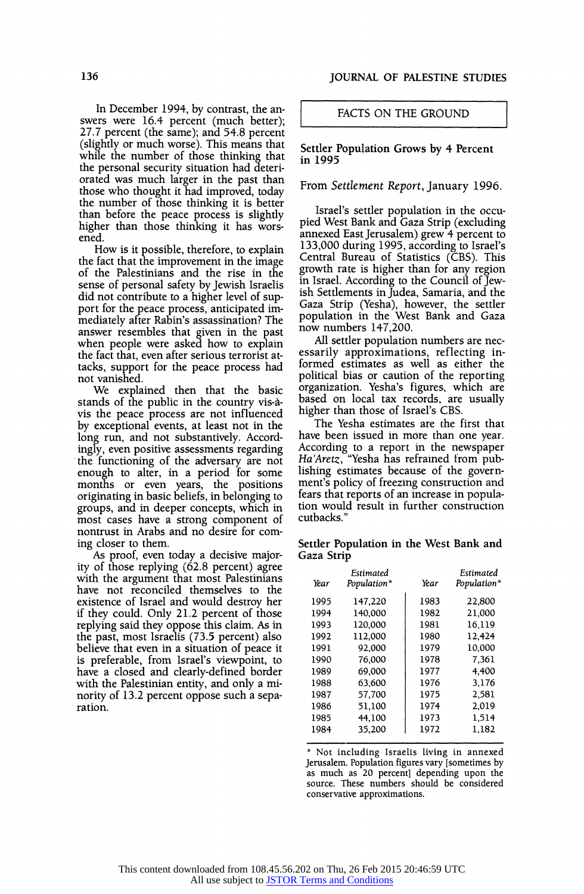In December 1994, by contrast, the answers were 16.4 percent (much better); 27.7 percent (the same); and 54.8 percent (slightly or much worse). This means that while the number of those thinking that the personal security situation had deteriorated was much larger in the past than those who thought it had improved, today the number of those thinking it is better than before the peace process is slightly higher than those thinking it has worsened.

How is it possible, therefore, to explain the fact that the improvement in the image of the Palestinians and the rise in the sense of personal safety by Jewish Israelis did not contribute to a higher level of support for the peace process, anticipated immediately after Rabin's assassination? The answer resembles that given in the past when people were asked how to explain the fact that, even after serious terrorist attacks, support for the peace process had not vanished.

We explained then that the basic stands of the public in the country vis-à-vis the peace process are not influenced by exceptional events, at least not in the long run, and not substantively. Accordingly, even positive assessments regarding the functioning of the adversary are not enough to alter, in a period for some months or even years, the positions originating in basic beliefs, in belonging to groups, and in deeper concepts, which in most cases have a strong component of nontrust in Arabs and no desire for coming closer to them.

As proof, even today a decisive majority of those replying (62.8 percent) agree with the argument that most Palestinians have not reconciled themselves to the existence of Israel and would destroy her if they could. Only 21.2 percent of those replying said they oppose this claim. As in the past, most Israelis (73.5 percent) also believe that even in a situation of peace it is preferable, from Israel's viewpoint, to have a closed and clearly-defined border with the Palestinian entity, and only a minority of 13.2 percent oppose such a separation.

## FACTS ON THE GROUND

### Settler Population Grows by 4 Percent in 1995

From *Settlement Report*, January 1996.

Israel's settler population in the occupied West Bank and Gaza Strip (excluding annexed East Jerusalem) grew 4 percent to 133,000 during 1995, according to Israel's Central Bureau of Statistics (CBS). This growth rate is higher than for any region in Israel. According to the Council of Jewish Settlements in Judea, Samaria, and the Gaza Strip (Yesha), however, the settler population in the West Bank and Gaza now numbers 147,200.

All settler population numbers are necessarily approximations, reflecting informed estimates as well as either the political bias or caution of the reporting organization. Yesha's figures, which are based on local tax records, are usually higher than those of Israel's CBS.

The Yesha estimates are the first that have been issued in more than one year. According to a report in the newspaper *Ha'Aretz*, "Yesha has refrained from publishing estimates because of the government's policy of freezing construction and fears that reports of an increase in population would result in further construction cutbacks."

### Settler Population in the West Bank and Gaza Strip

| Year | *Estimated Population** | Year | *Estimated Population** |
|---|---|---|---|
| 1995 | 147,220 | 1983 | 22,800 |
| 1994 | 140,000 | 1982 | 21,000 |
| 1993 | 120,000 | 1981 | 16,119 |
| 1992 | 112,000 | 1980 | 12,424 |
| 1991 | 92,000 | 1979 | 10,000 |
| 1990 | 76,000 | 1978 | 7,361 |
| 1989 | 69,000 | 1977 | 4,400 |
| 1988 | 63,600 | 1976 | 3,176 |
| 1987 | 57,700 | 1975 | 2,581 |
| 1986 | 51,100 | 1974 | 2,019 |
| 1985 | 44,100 | 1973 | 1,514 |
| 1984 | 35,200 | 1972 | 1,182 |

* Not including Israelis living in annexed Jerusalem. Population figures vary [sometimes by as much as 20 percent] depending upon the source. These numbers should be considered conservative approximations.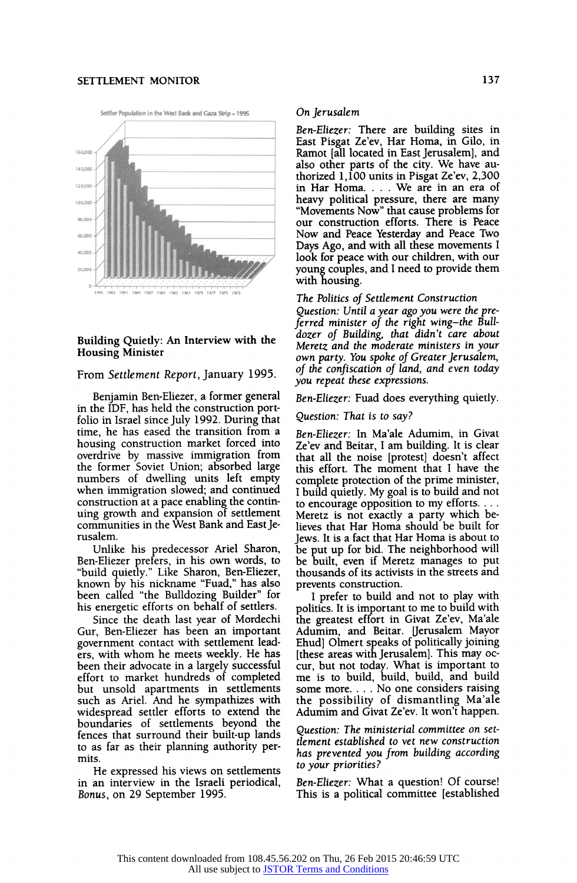Settler Population in the West Bank and Gaza Strip – 1995

## Building Quietly: An Interview with the Housing Minister

From *Settlement Report*, January 1995.

Benjamin Ben-Eliezer, a former general in the IDF, has held the construction portfolio in Israel since July 1992. During that time, he has eased the transition from a housing construction market forced into overdrive by massive immigration from the former Soviet Union; absorbed large numbers of dwelling units left empty when immigration slowed; and continued construction at a pace enabling the continuing growth and expansion of settlement communities in the West Bank and East Jerusalem.

Unlike his predecessor Ariel Sharon, Ben-Eliezer prefers, in his own words, to "build quietly." Like Sharon, Ben-Eliezer, known by his nickname "Fuad," has also been called "the Bulldozing Builder" for his energetic efforts on behalf of settlers.

Since the death last year of Mordechi Gur, Ben-Eliezer has been an important government contact with settlement leaders, with whom he meets weekly. He has been their advocate in a largely successful effort to market hundreds of completed but unsold apartments in settlements such as Ariel. And he sympathizes with widespread settler efforts to extend the boundaries of settlements beyond the fences that surround their built-up lands to as far as their planning authority permits.

He expressed his views on settlements in an interview in the Israeli periodical, *Bonus*, on 29 September 1995.

*On Jerusalem*

*Ben-Eliezer:* There are building sites in East Pisgat Ze'ev, Har Homa, in Gilo, in Ramot [all located in East Jerusalem], and also other parts of the city. We have authorized 1,100 units in Pisgat Ze'ev, 2,300 in Har Homa. . . . We are in an era of heavy political pressure, there are many "Movements Now" that cause problems for our construction efforts. There is Peace Now and Peace Yesterday and Peace Two Days Ago, and with all these movements I look for peace with our children, with our young couples, and I need to provide them with housing.

*The Politics of Settlement Construction*

*Question: Until a year ago you were the preferred minister of the right wing–the Bulldozer of Building, that didn't care about Meretz and the moderate ministers in your own party. You spoke of Greater Jerusalem, of the confiscation of land, and even today you repeat these expressions.*

*Ben-Eliezer:* Fuad does everything quietly.

*Question: That is to say?*

*Ben-Eliezer:* In Ma'ale Adumim, in Givat Ze'ev and Beitar, I am building. It is clear that all the noise [protest] doesn't affect this effort. The moment that I have the complete protection of the prime minister, I build quietly. My goal is to build and not to encourage opposition to my efforts. . . . Meretz is not exactly a party which believes that Har Homa should be built for Jews. It is a fact that Har Homa is about to be put up for bid. The neighborhood will be built, even if Meretz manages to put thousands of its activists in the streets and prevents construction.

I prefer to build and not to play with politics. It is important to me to build with the greatest effort in Givat Ze'ev, Ma'ale Adumim, and Beitar. [Jerusalem Mayor Ehud] Olmert speaks of politically joining [these areas with Jerusalem]. This may occur, but not today. What is important to me is to build, build, build, and build some more. . . . No one considers raising the possibility of dismantling Ma'ale Adumim and Givat Ze'ev. It won't happen.

*Question: The ministerial committee on settlement established to vet new construction has prevented you from building according to your priorities?*

*Ben-Eliezer:* What a question! Of course! This is a political committee [established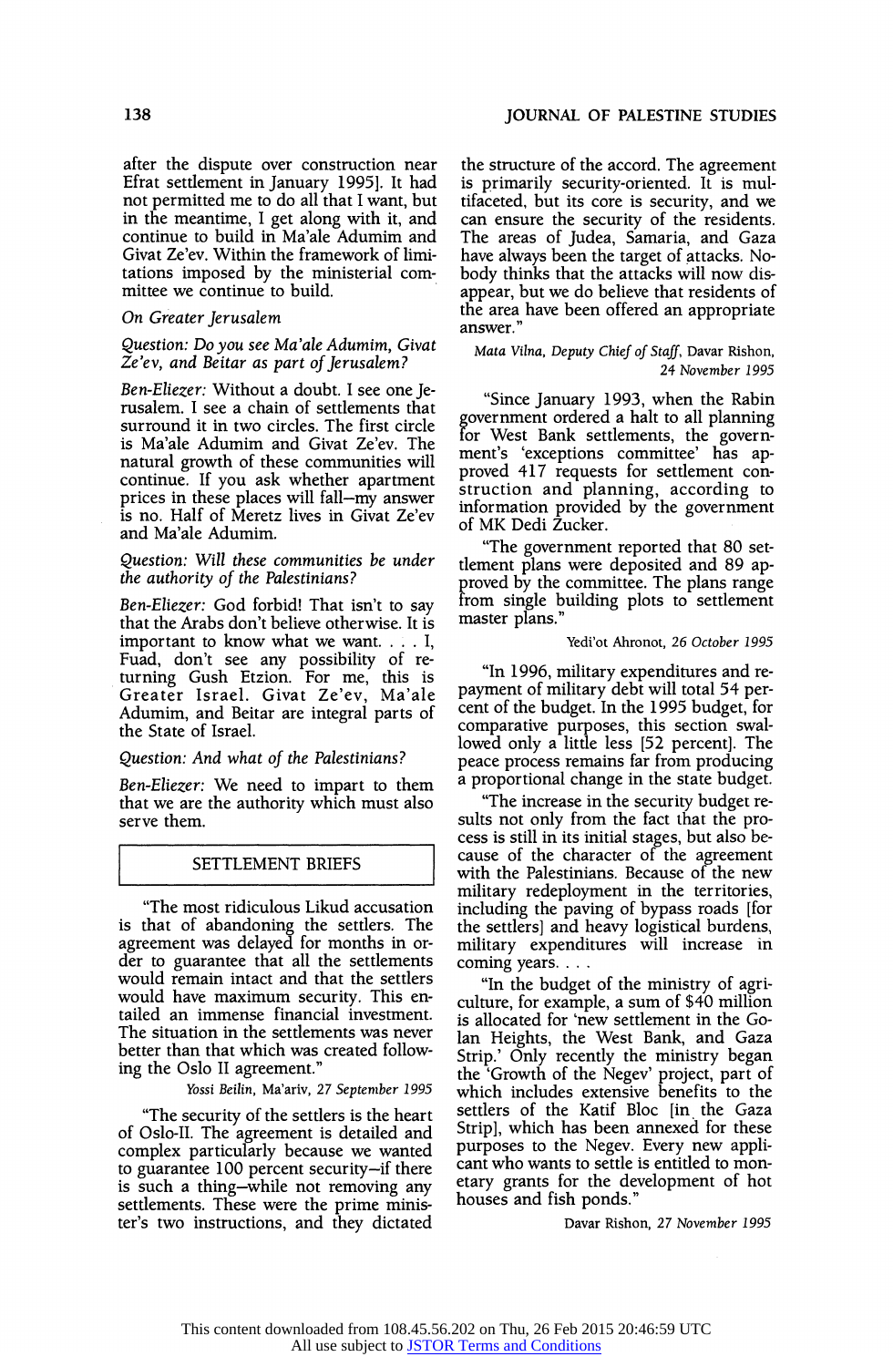after the dispute over construction near Efrat settlement in January 1995]. It had not permitted me to do all that I want, but in the meantime, I get along with it, and continue to build in Ma'ale Adumim and Givat Ze'ev. Within the framework of limitations imposed by the ministerial committee we continue to build.

*On Greater Jerusalem*

*Question: Do you see Ma'ale Adumim, Givat Ze'ev, and Beitar as part of Jerusalem?*

*Ben-Eliezer:* Without a doubt. I see one Jerusalem. I see a chain of settlements that surround it in two circles. The first circle is Ma'ale Adumim and Givat Ze'ev. The natural growth of these communities will continue. If you ask whether apartment prices in these places will fall—my answer is no. Half of Meretz lives in Givat Ze'ev and Ma'ale Adumim.

*Question: Will these communities be under the authority of the Palestinians?*

*Ben-Eliezer:* God forbid! That isn't to say that the Arabs don't believe otherwise. It is important to know what we want. . . . I, Fuad, don't see any possibility of returning Gush Etzion. For me, this is Greater Israel. Givat Ze'ev, Ma'ale Adumim, and Beitar are integral parts of the State of Israel.

*Question: And what of the Palestinians?*

*Ben-Eliezer:* We need to impart to them that we are the authority which must also serve them.

## SETTLEMENT BRIEFS

"The most ridiculous Likud accusation is that of abandoning the settlers. The agreement was delayed for months in order to guarantee that all the settlements would remain intact and that the settlers would have maximum security. This entailed an immense financial investment. The situation in the settlements was never better than that which was created following the Oslo II agreement."

*Yossi Beilin, Ma'ariv, 27 September 1995*

"The security of the settlers is the heart of Oslo-II. The agreement is detailed and complex particularly because we wanted to guarantee 100 percent security—if there is such a thing—while not removing any settlements. These were the prime minister's two instructions, and they dictated the structure of the accord. The agreement is primarily security-oriented. It is multifaceted, but its core is security, and we can ensure the security of the residents. The areas of Judea, Samaria, and Gaza have always been the target of attacks. Nobody thinks that the attacks will now disappear, but we do believe that residents of the area have been offered an appropriate answer."

*Mata Vilna, Deputy Chief of Staff, Davar Rishon, 24 November 1995*

"Since January 1993, when the Rabin government ordered a halt to all planning for West Bank settlements, the government's 'exceptions committee' has approved 417 requests for settlement construction and planning, according to information provided by the government of MK Dedi Zucker.

"The government reported that 80 settlement plans were deposited and 89 approved by the committee. The plans range from single building plots to settlement master plans."

*Yedi'ot Ahronot, 26 October 1995*

"In 1996, military expenditures and repayment of military debt will total 54 percent of the budget. In the 1995 budget, for comparative purposes, this section swallowed only a little less [52 percent]. The peace process remains far from producing a proportional change in the state budget.

"The increase in the security budget results not only from the fact that the process is still in its initial stages, but also because of the character of the agreement with the Palestinians. Because of the new military redeployment in the territories, including the paving of bypass roads [for the settlers] and heavy logistical burdens, military expenditures will increase in coming years. . . .

"In the budget of the ministry of agriculture, for example, a sum of $40 million is allocated for 'new settlement in the Golan Heights, the West Bank, and Gaza Strip.' Only recently the ministry began the 'Growth of the Negev' project, part of which includes extensive benefits to the settlers of the Katif Bloc [in the Gaza Strip], which has been annexed for these purposes to the Negev. Every new applicant who wants to settle is entitled to monetary grants for the development of hot houses and fish ponds."

*Davar Rishon, 27 November 1995*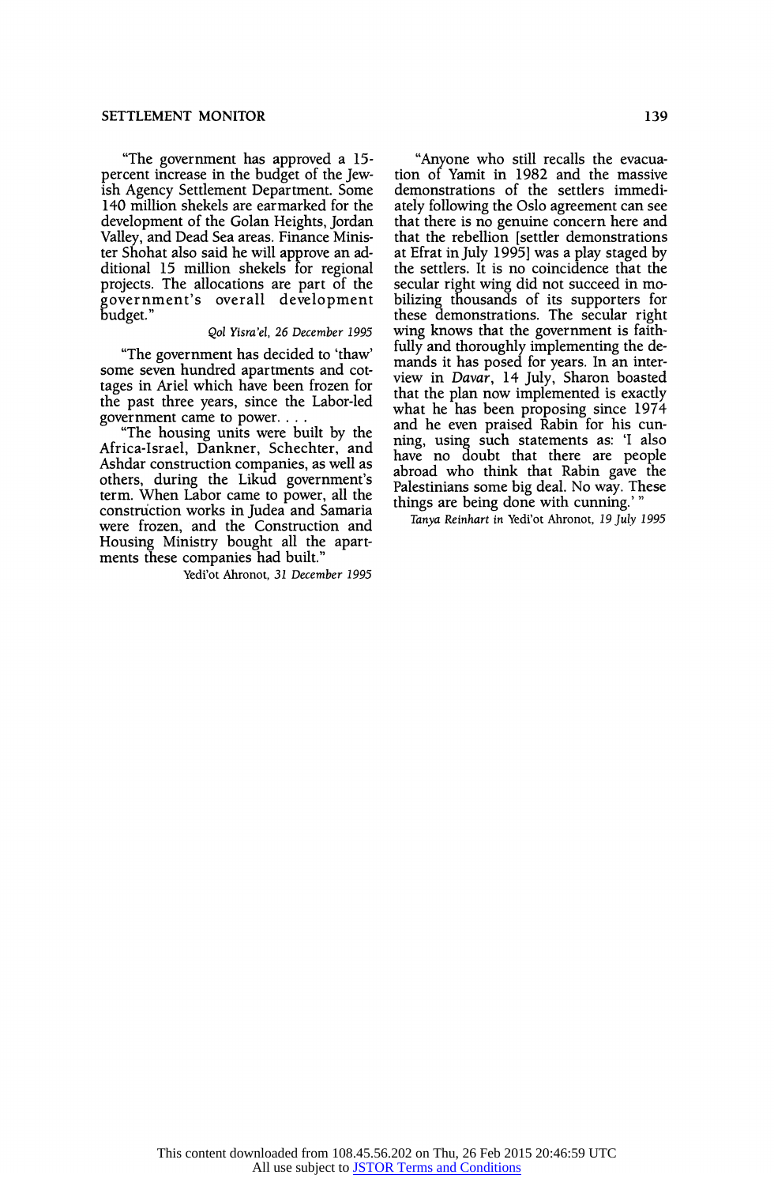"The government has approved a 15-percent increase in the budget of the Jewish Agency Settlement Department. Some 140 million shekels are earmarked for the development of the Golan Heights, Jordan Valley, and Dead Sea areas. Finance Minister Shohat also said he will approve an additional 15 million shekels for regional projects. The allocations are part of the government's overall development budget."

*Qol Yisra'el, 26 December 1995*

"The government has decided to 'thaw' some seven hundred apartments and cottages in Ariel which have been frozen for the past three years, since the Labor-led government came to power. . . .

"The housing units were built by the Africa-Israel, Dankner, Schechter, and Ashdar construction companies, as well as others, during the Likud government's term. When Labor came to power, all the construction works in Judea and Samaria were frozen, and the Construction and Housing Ministry bought all the apartments these companies had built."

Yedi'ot Ahronot, *31 December 1995*

"Anyone who still recalls the evacuation of Yamit in 1982 and the massive demonstrations of the settlers immediately following the Oslo agreement can see that there is no genuine concern here and that the rebellion [settler demonstrations at Efrat in July 1995] was a play staged by the settlers. It is no coincidence that the secular right wing did not succeed in mobilizing thousands of its supporters for these demonstrations. The secular right wing knows that the government is faithfully and thoroughly implementing the demands it has posed for years. In an interview in *Davar*, 14 July, Sharon boasted that the plan now implemented is exactly what he has been proposing since 1974 and he even praised Rabin for his cunning, using such statements as: 'I also have no doubt that there are people abroad who think that Rabin gave the Palestinians some big deal. No way. These things are being done with cunning.' "

*Tanya Reinhart in* Yedi'ot Ahronot, *19 July 1995*